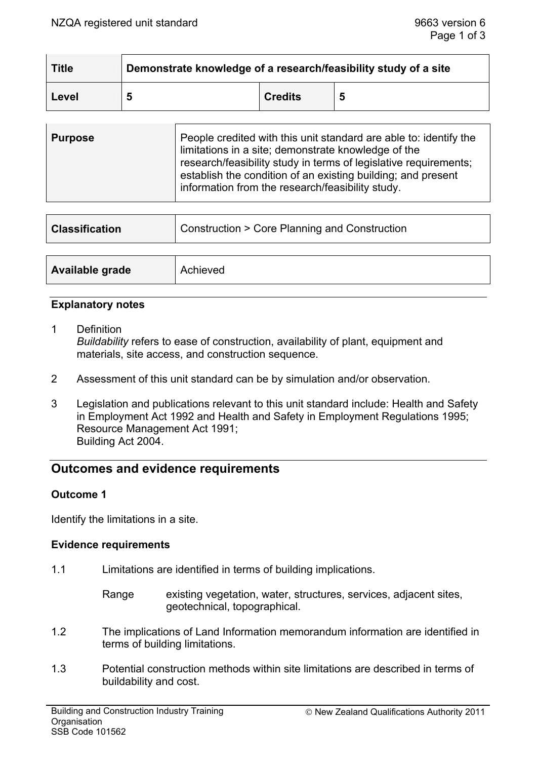| Title | Demonstrate knowledge of a research/feasibility study of a site | | |
|---|---|---|---|
| Level | 5 | Credits | 5 |

| Purpose | People credited with this unit standard are able to: identify the limitations in a site; demonstrate knowledge of the research/feasibility study in terms of legislative requirements; establish the condition of an existing building; and present information from the research/feasibility study. |
|---|---|

| Classification | Construction > Core Planning and Construction |
|---|---|

| Available grade | Achieved |
|---|---|

### Explanatory notes

1 Definition
*Buildability* refers to ease of construction, availability of plant, equipment and materials, site access, and construction sequence.

2 Assessment of this unit standard can be by simulation and/or observation.

3 Legislation and publications relevant to this unit standard include: Health and Safety in Employment Act 1992 and Health and Safety in Employment Regulations 1995; Resource Management Act 1991;
Building Act 2004.

## Outcomes and evidence requirements

### Outcome 1

Identify the limitations in a site.

### Evidence requirements

1.1 Limitations are identified in terms of building implications.

Range existing vegetation, water, structures, services, adjacent sites, geotechnical, topographical.

1.2 The implications of Land Information memorandum information are identified in terms of building limitations.

1.3 Potential construction methods within site limitations are described in terms of buildability and cost.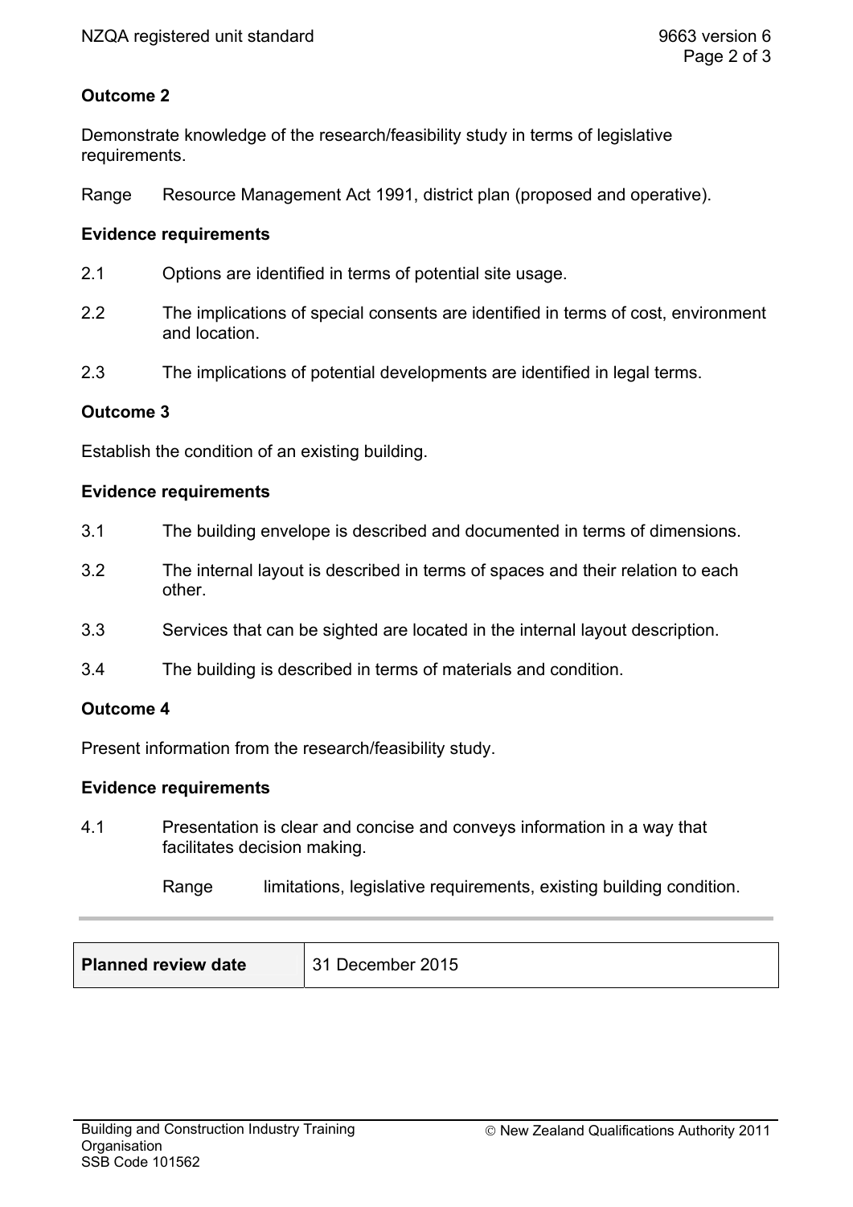**Outcome 2**

Demonstrate knowledge of the research/feasibility study in terms of legislative requirements.

Range Resource Management Act 1991, district plan (proposed and operative).

**Evidence requirements**

2.1 Options are identified in terms of potential site usage.

2.2 The implications of special consents are identified in terms of cost, environment and location.

2.3 The implications of potential developments are identified in legal terms.

**Outcome 3**

Establish the condition of an existing building.

**Evidence requirements**

3.1 The building envelope is described and documented in terms of dimensions.

3.2 The internal layout is described in terms of spaces and their relation to each other.

3.3 Services that can be sighted are located in the internal layout description.

3.4 The building is described in terms of materials and condition.

**Outcome 4**

Present information from the research/feasibility study.

**Evidence requirements**

4.1 Presentation is clear and concise and conveys information in a way that facilitates decision making.

Range limitations, legislative requirements, existing building condition.

| **Planned review date** | 31 December 2015 |
|---|---|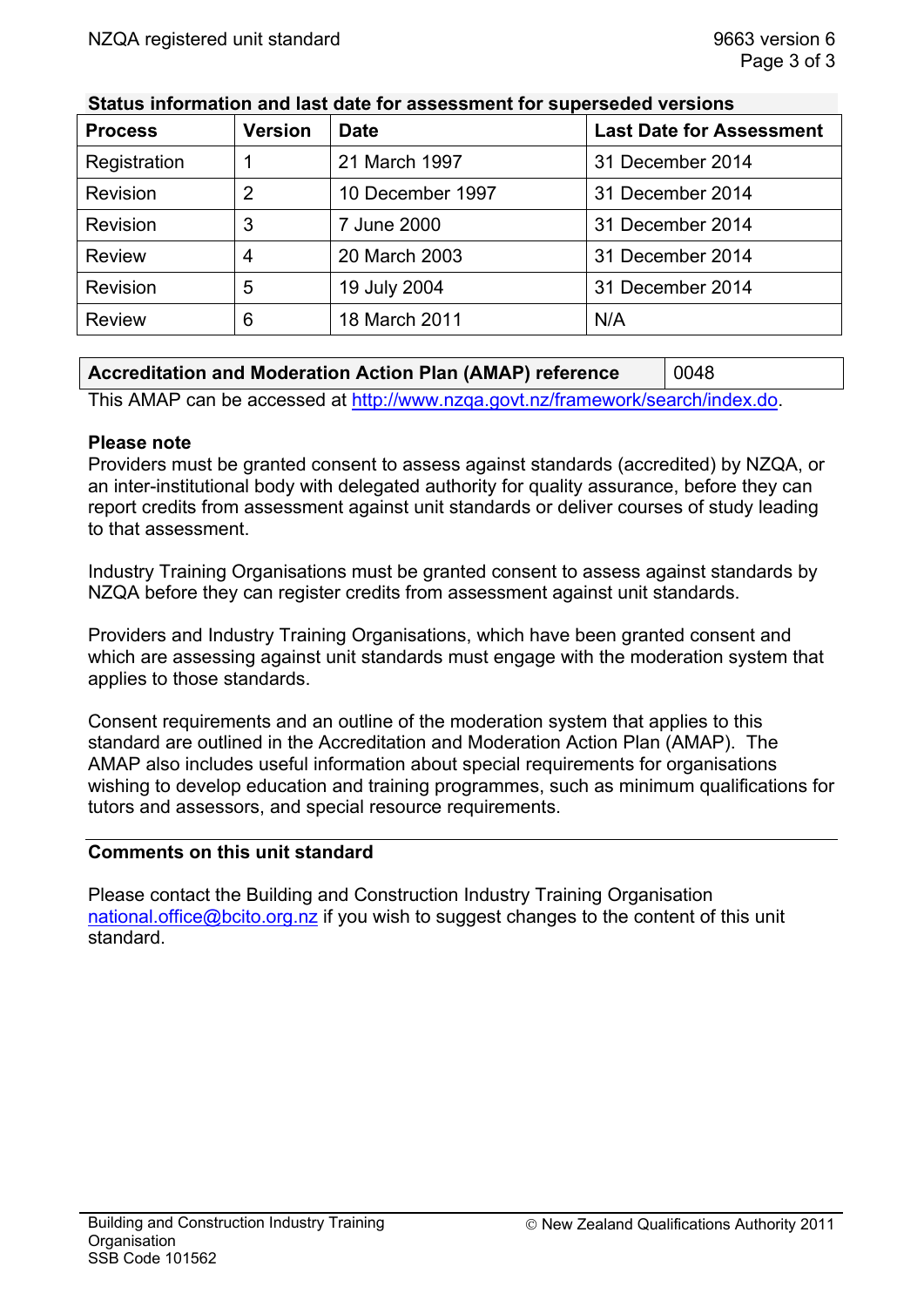**Status information and last date for assessment for superseded versions**

| Process | Version | Date | Last Date for Assessment |
|---|---|---|---|
| Registration | 1 | 21 March 1997 | 31 December 2014 |
| Revision | 2 | 10 December 1997 | 31 December 2014 |
| Revision | 3 | 7 June 2000 | 31 December 2014 |
| Review | 4 | 20 March 2003 | 31 December 2014 |
| Revision | 5 | 19 July 2004 | 31 December 2014 |
| Review | 6 | 18 March 2011 | N/A |

| Accreditation and Moderation Action Plan (AMAP) reference | 0048 |
|---|---|

This AMAP can be accessed at http://www.nzqa.govt.nz/framework/search/index.do.

**Please note**

Providers must be granted consent to assess against standards (accredited) by NZQA, or an inter-institutional body with delegated authority for quality assurance, before they can report credits from assessment against unit standards or deliver courses of study leading to that assessment.

Industry Training Organisations must be granted consent to assess against standards by NZQA before they can register credits from assessment against unit standards.

Providers and Industry Training Organisations, which have been granted consent and which are assessing against unit standards must engage with the moderation system that applies to those standards.

Consent requirements and an outline of the moderation system that applies to this standard are outlined in the Accreditation and Moderation Action Plan (AMAP). The AMAP also includes useful information about special requirements for organisations wishing to develop education and training programmes, such as minimum qualifications for tutors and assessors, and special resource requirements.

**Comments on this unit standard**

Please contact the Building and Construction Industry Training Organisation national.office@bcito.org.nz if you wish to suggest changes to the content of this unit standard.